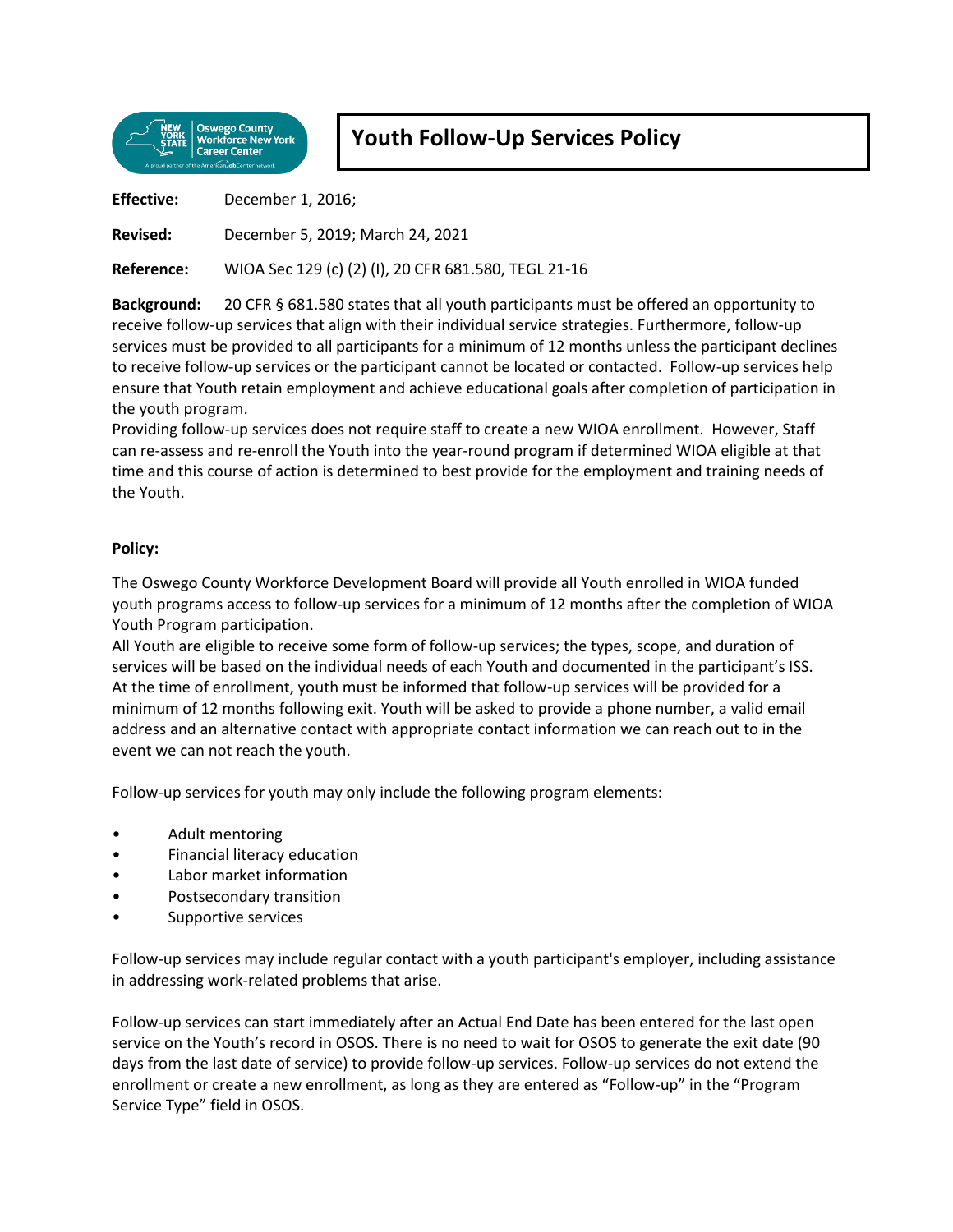# Youth Follow-Up Services Policy

**Effective:** December 1, 2016;

**Revised:** December 5, 2019; March 24, 2021

**Reference:** WIOA Sec 129 (c) (2) (I), 20 CFR 681.580, TEGL 21-16

**Background:** 20 CFR § 681.580 states that all youth participants must be offered an opportunity to receive follow-up services that align with their individual service strategies. Furthermore, follow-up services must be provided to all participants for a minimum of 12 months unless the participant declines to receive follow-up services or the participant cannot be located or contacted. Follow-up services help ensure that Youth retain employment and achieve educational goals after completion of participation in the youth program.

Providing follow-up services does not require staff to create a new WIOA enrollment. However, Staff can re-assess and re-enroll the Youth into the year-round program if determined WIOA eligible at that time and this course of action is determined to best provide for the employment and training needs of the Youth.

**Policy:**

The Oswego County Workforce Development Board will provide all Youth enrolled in WIOA funded youth programs access to follow-up services for a minimum of 12 months after the completion of WIOA Youth Program participation.

All Youth are eligible to receive some form of follow-up services; the types, scope, and duration of services will be based on the individual needs of each Youth and documented in the participant's ISS. At the time of enrollment, youth must be informed that follow-up services will be provided for a minimum of 12 months following exit. Youth will be asked to provide a phone number, a valid email address and an alternative contact with appropriate contact information we can reach out to in the event we can not reach the youth.

Follow-up services for youth may only include the following program elements:

- Adult mentoring
- Financial literacy education
- Labor market information
- Postsecondary transition
- Supportive services

Follow-up services may include regular contact with a youth participant's employer, including assistance in addressing work-related problems that arise.

Follow-up services can start immediately after an Actual End Date has been entered for the last open service on the Youth's record in OSOS. There is no need to wait for OSOS to generate the exit date (90 days from the last date of service) to provide follow-up services. Follow-up services do not extend the enrollment or create a new enrollment, as long as they are entered as "Follow-up" in the "Program Service Type" field in OSOS.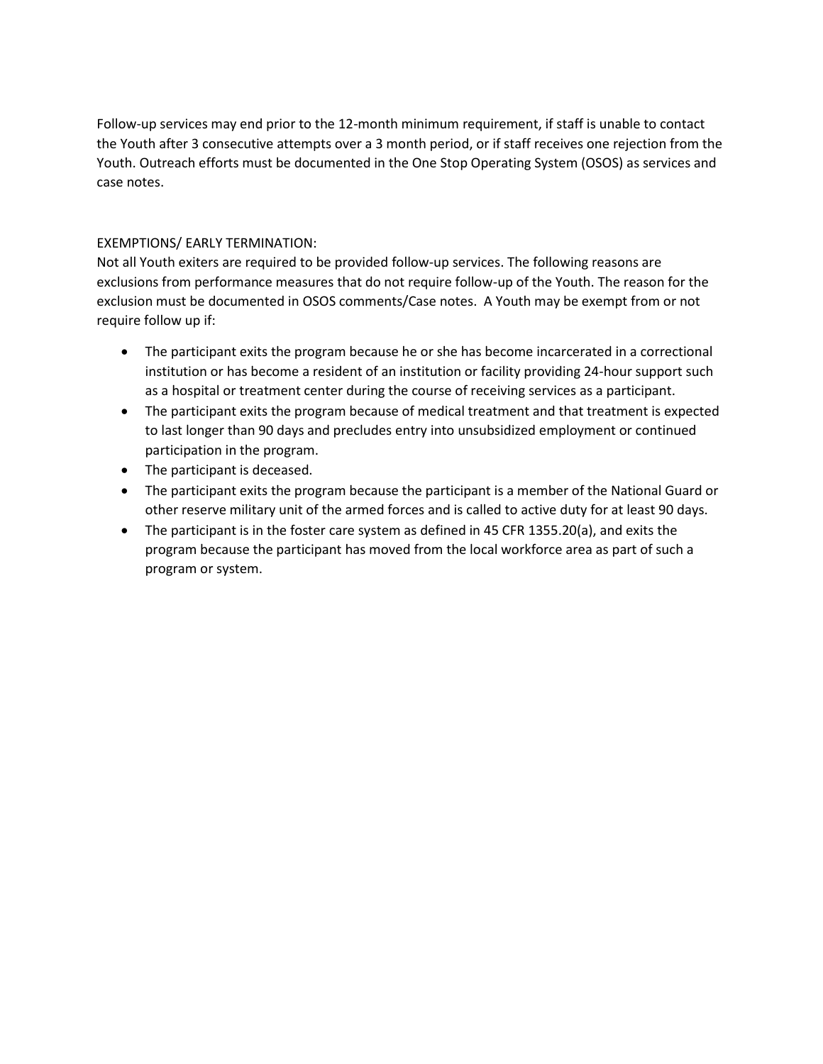Follow-up services may end prior to the 12-month minimum requirement, if staff is unable to contact the Youth after 3 consecutive attempts over a 3 month period, or if staff receives one rejection from the Youth. Outreach efforts must be documented in the One Stop Operating System (OSOS) as services and case notes.

EXEMPTIONS/ EARLY TERMINATION:

Not all Youth exiters are required to be provided follow-up services. The following reasons are exclusions from performance measures that do not require follow-up of the Youth. The reason for the exclusion must be documented in OSOS comments/Case notes. A Youth may be exempt from or not require follow up if:

- The participant exits the program because he or she has become incarcerated in a correctional institution or has become a resident of an institution or facility providing 24-hour support such as a hospital or treatment center during the course of receiving services as a participant.
- The participant exits the program because of medical treatment and that treatment is expected to last longer than 90 days and precludes entry into unsubsidized employment or continued participation in the program.
- The participant is deceased.
- The participant exits the program because the participant is a member of the National Guard or other reserve military unit of the armed forces and is called to active duty for at least 90 days.
- The participant is in the foster care system as defined in 45 CFR 1355.20(a), and exits the program because the participant has moved from the local workforce area as part of such a program or system.